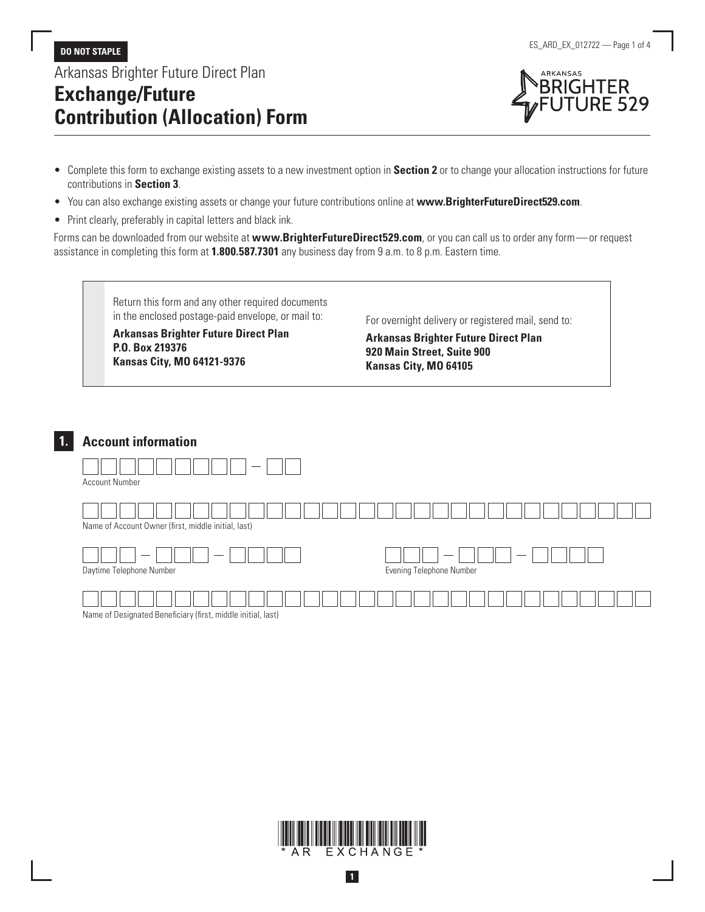**DO NOT STAPLE**

Arkansas Brighter Future Direct Plan

# Exchange/Future Contribution (Allocation) Form

- Complete this form to exchange existing assets to a new investment option in **Section 2** or to change your allocation instructions for future contributions in **Section 3**.
- You can also exchange existing assets or change your future contributions online at **www.BrighterFutureDirect529.com**.
- Print clearly, preferably in capital letters and black ink.

Forms can be downloaded from our website at **www.BrighterFutureDirect529.com**, or you can call us to order any form — or request assistance in completing this form at **1.800.587.7301** any business day from 9 a.m. to 8 p.m. Eastern time.

Return this form and any other required documents in the enclosed postage-paid envelope, or mail to:

**Arkansas Brighter Future Direct Plan**
**P.O. Box 219376**
**Kansas City, MO 64121-9376**

For overnight delivery or registered mail, send to:

**Arkansas Brighter Future Direct Plan**
**920 Main Street, Suite 900**
**Kansas City, MO 64105**

## 1. Account information

Account Number: ______________ – ____

Name of Account Owner (first, middle initial, last): ______________________________

Daytime Telephone Number: ____ – ____ – ____

Evening Telephone Number: ____ – ____ – ____

Name of Designated Beneficiary (first, middle initial, last): ______________________________

*AR EXCHANGE*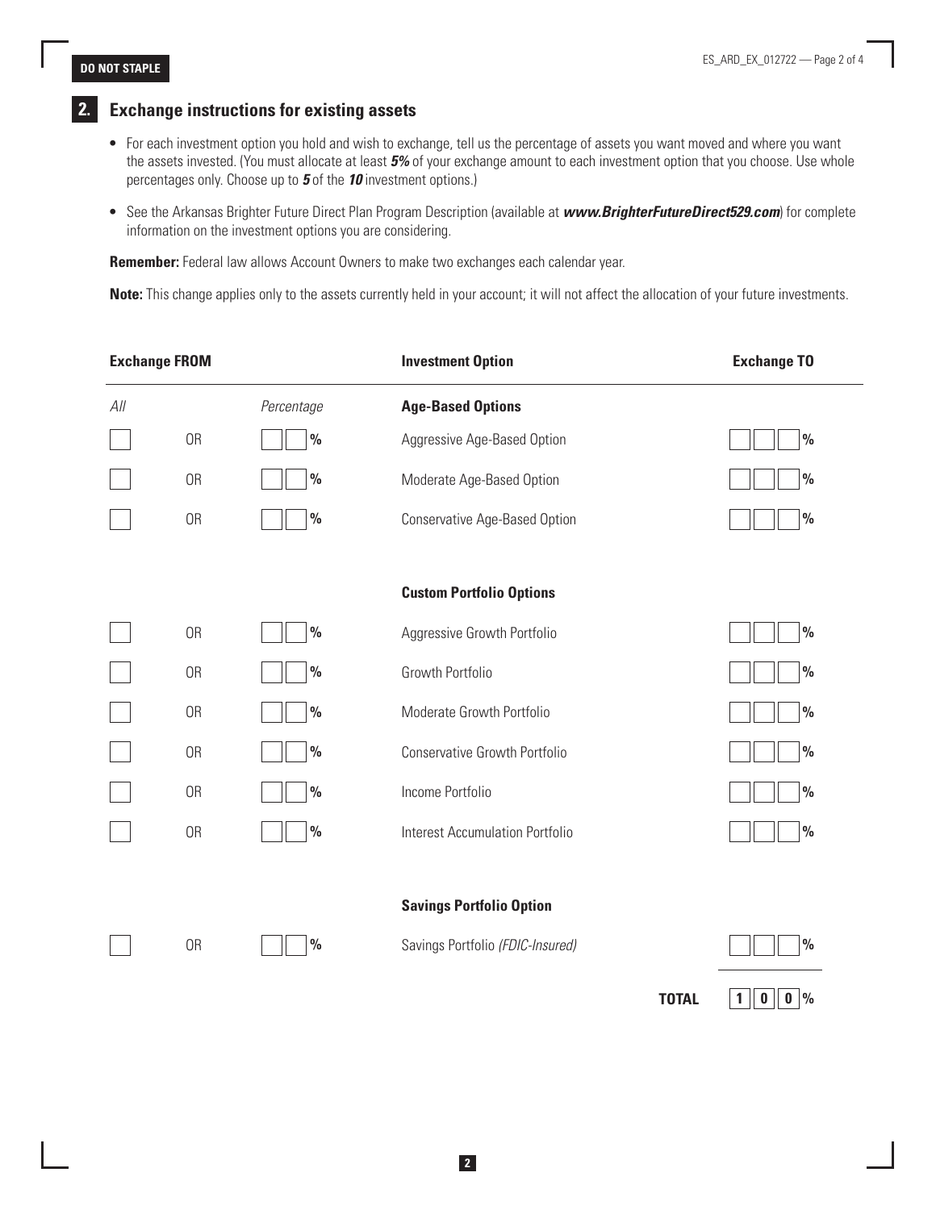## 2. Exchange instructions for existing assets

- For each investment option you hold and wish to exchange, tell us the percentage of assets you want moved and where you want the assets invested. (You must allocate at least ***5%*** of your exchange amount to each investment option that you choose. Use whole percentages only. Choose up to ***5*** of the ***10*** investment options.)
- See the Arkansas Brighter Future Direct Plan Program Description (available at ***www.BrighterFutureDirect529.com***) for complete information on the investment options you are considering.

**Remember:** Federal law allows Account Owners to make two exchanges each calendar year.

**Note:** This change applies only to the assets currently held in your account; it will not affect the allocation of your future investments.

| Exchange FROM | | | Investment Option | Exchange TO |
|---|---|---|---|---|
| *All* | | *Percentage* | **Age-Based Options** | |
| ☐ | OR | ___ % | Aggressive Age-Based Option | ___ % |
| ☐ | OR | ___ % | Moderate Age-Based Option | ___ % |
| ☐ | OR | ___ % | Conservative Age-Based Option | ___ % |
| | | | **Custom Portfolio Options** | |
| ☐ | OR | ___ % | Aggressive Growth Portfolio | ___ % |
| ☐ | OR | ___ % | Growth Portfolio | ___ % |
| ☐ | OR | ___ % | Moderate Growth Portfolio | ___ % |
| ☐ | OR | ___ % | Conservative Growth Portfolio | ___ % |
| ☐ | OR | ___ % | Income Portfolio | ___ % |
| ☐ | OR | ___ % | Interest Accumulation Portfolio | ___ % |
| | | | **Savings Portfolio Option** | |
| ☐ | OR | ___ % | Savings Portfolio *(FDIC-Insured)* | ___ % |
| | | | **TOTAL** | 100 % |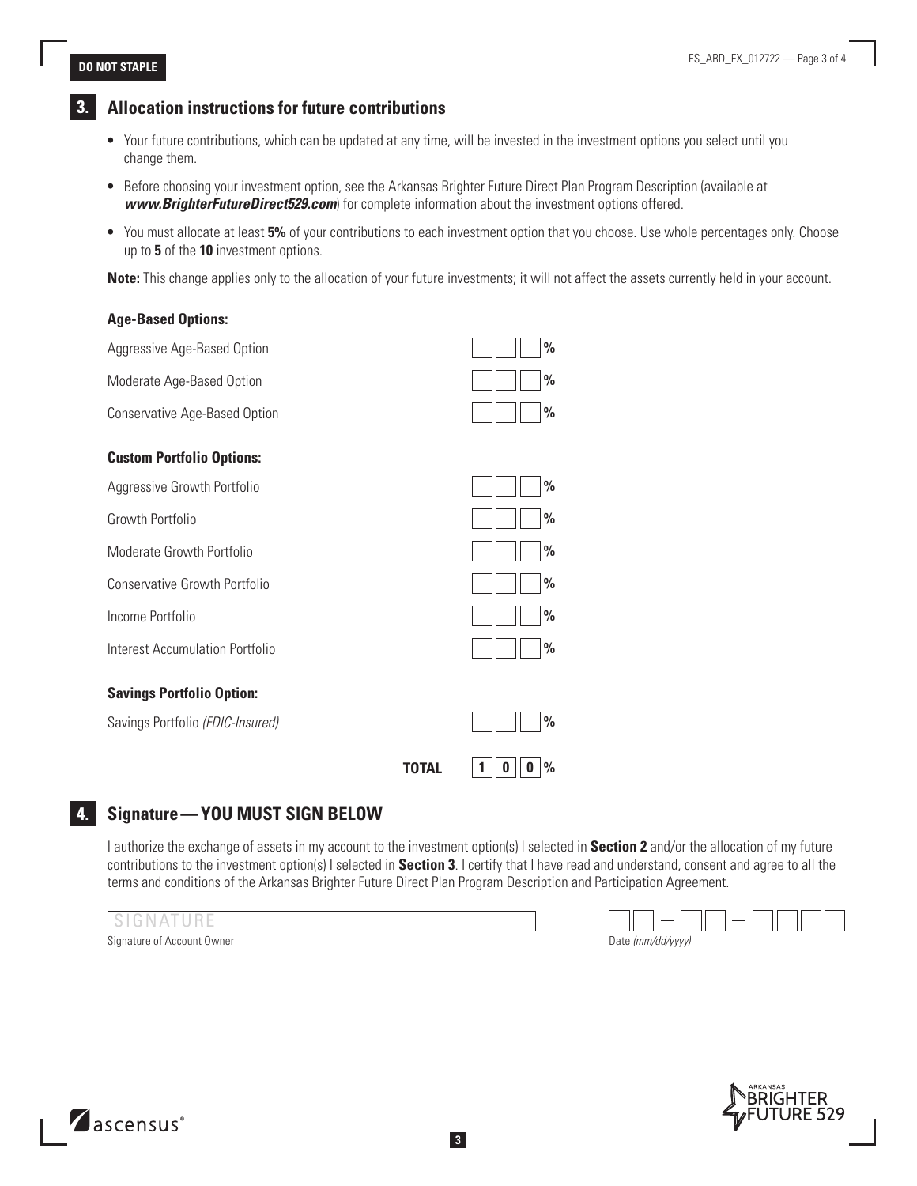**DO NOT STAPLE**

## 3. Allocation instructions for future contributions

- Your future contributions, which can be updated at any time, will be invested in the investment options you select until you change them.
- Before choosing your investment option, see the Arkansas Brighter Future Direct Plan Program Description (available at ***www.BrighterFutureDirect529.com***) for complete information about the investment options offered.
- You must allocate at least **5%** of your contributions to each investment option that you choose. Use whole percentages only. Choose up to **5** of the **10** investment options.

**Note:** This change applies only to the allocation of your future investments; it will not affect the assets currently held in your account.

**Age-Based Options:**

| Option | Allocation |
|---|---|
| Aggressive Age-Based Option | ___ % |
| Moderate Age-Based Option | ___ % |
| Conservative Age-Based Option | ___ % |

**Custom Portfolio Options:**

| Option | Allocation |
|---|---|
| Aggressive Growth Portfolio | ___ % |
| Growth Portfolio | ___ % |
| Moderate Growth Portfolio | ___ % |
| Conservative Growth Portfolio | ___ % |
| Income Portfolio | ___ % |
| Interest Accumulation Portfolio | ___ % |

**Savings Portfolio Option:**

| Option | Allocation |
|---|---|
| Savings Portfolio *(FDIC-Insured)* | ___ % |
| **TOTAL** | 1 0 0 % |

## 4. Signature — YOU MUST SIGN BELOW

I authorize the exchange of assets in my account to the investment option(s) I selected in **Section 2** and/or the allocation of my future contributions to the investment option(s) I selected in **Section 3**. I certify that I have read and understand, consent and agree to all the terms and conditions of the Arkansas Brighter Future Direct Plan Program Description and Participation Agreement.

SIGNATURE ______________________________

Signature of Account Owner

\_\_ \_\_ — \_\_ \_\_ — \_\_ \_\_ \_\_ \_\_

Date *(mm/dd/yyyy)*